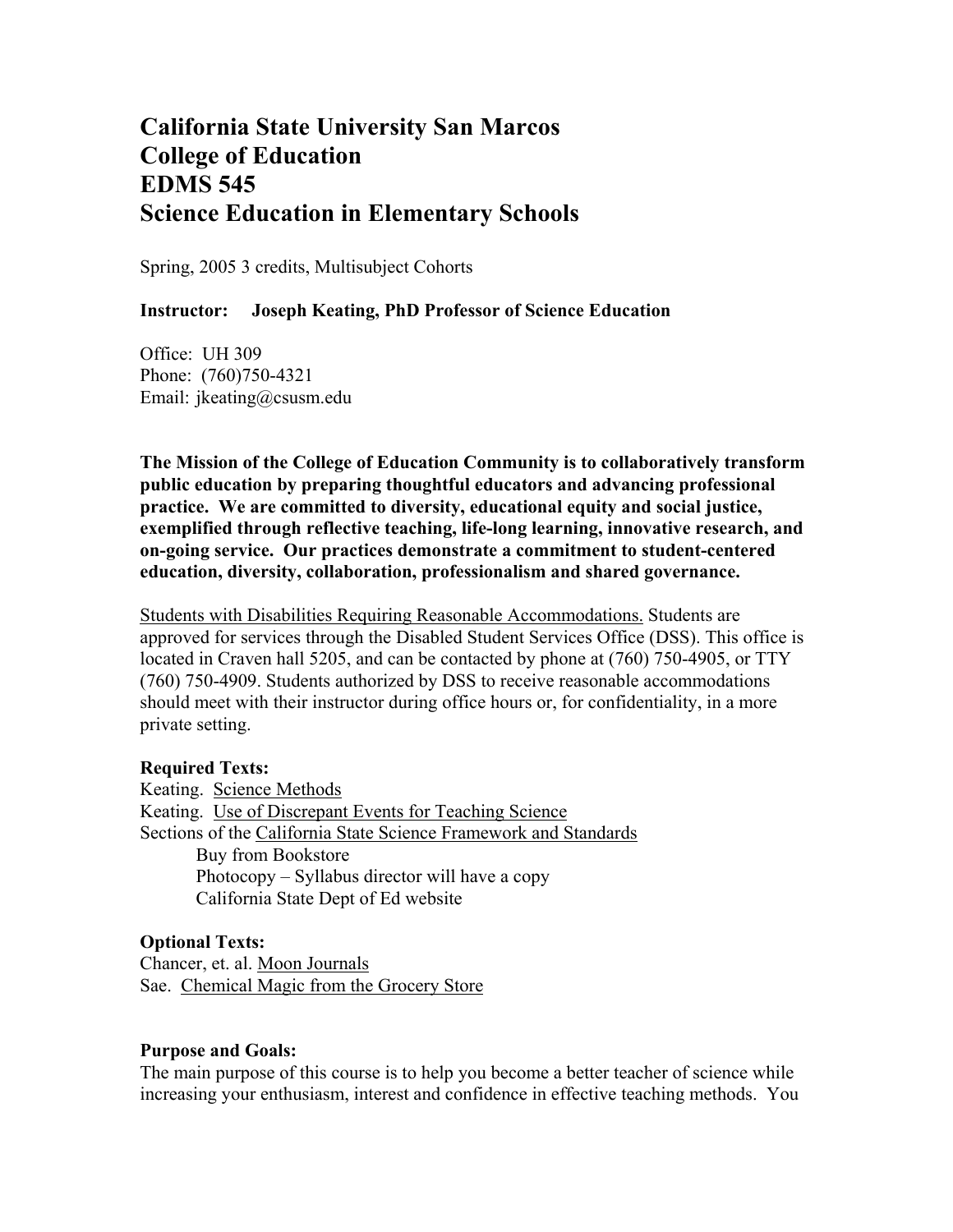# California State University San Marcos
# College of Education
# EDMS 545
# Science Education in Elementary Schools

Spring, 2005 3 credits, Multisubject Cohorts

**Instructor: Joseph Keating, PhD Professor of Science Education**

Office: UH 309
Phone: (760)750-4321
Email: jkeating@csusm.edu

**The Mission of the College of Education Community is to collaboratively transform public education by preparing thoughtful educators and advancing professional practice. We are committed to diversity, educational equity and social justice, exemplified through reflective teaching, life-long learning, innovative research, and on-going service. Our practices demonstrate a commitment to student-centered education, diversity, collaboration, professionalism and shared governance.**

Students with Disabilities Requiring Reasonable Accommodations. Students are approved for services through the Disabled Student Services Office (DSS). This office is located in Craven hall 5205, and can be contacted by phone at (760) 750-4905, or TTY (760) 750-4909. Students authorized by DSS to receive reasonable accommodations should meet with their instructor during office hours or, for confidentiality, in a more private setting.

**Required Texts:**
Keating. Science Methods
Keating. Use of Discrepant Events for Teaching Science
Sections of the California State Science Framework and Standards
- Buy from Bookstore
- Photocopy – Syllabus director will have a copy
- California State Dept of Ed website

**Optional Texts:**
Chancer, et. al. Moon Journals
Sae. Chemical Magic from the Grocery Store

**Purpose and Goals:**
The main purpose of this course is to help you become a better teacher of science while increasing your enthusiasm, interest and confidence in effective teaching methods. You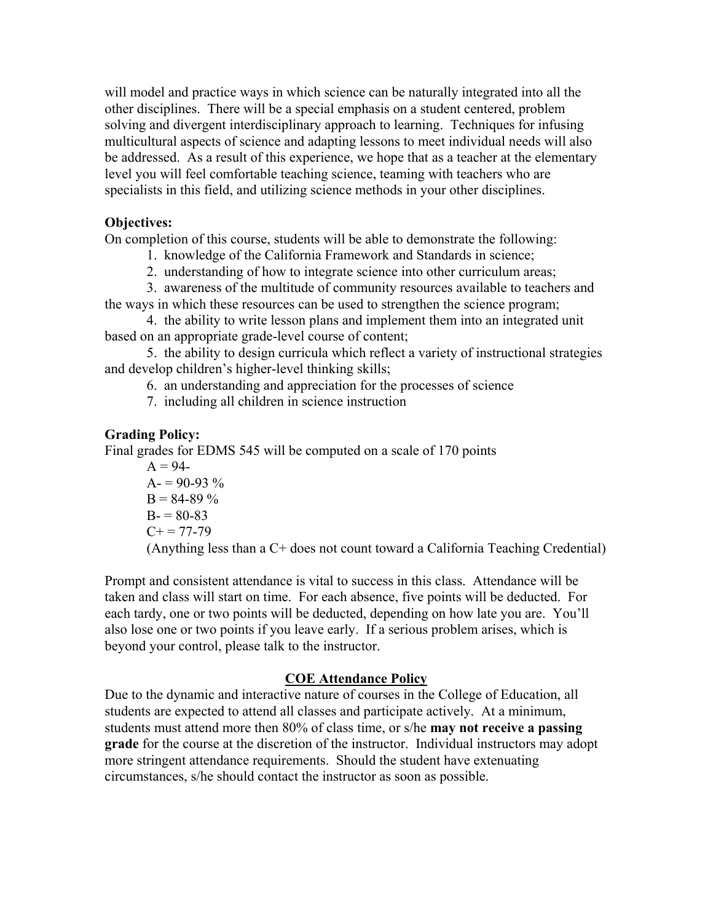will model and practice ways in which science can be naturally integrated into all the other disciplines. There will be a special emphasis on a student centered, problem solving and divergent interdisciplinary approach to learning. Techniques for infusing multicultural aspects of science and adapting lessons to meet individual needs will also be addressed. As a result of this experience, we hope that as a teacher at the elementary level you will feel comfortable teaching science, teaming with teachers who are specialists in this field, and utilizing science methods in your other disciplines.

**Objectives:**

On completion of this course, students will be able to demonstrate the following:

1. knowledge of the California Framework and Standards in science;
2. understanding of how to integrate science into other curriculum areas;
3. awareness of the multitude of community resources available to teachers and the ways in which these resources can be used to strengthen the science program;
4. the ability to write lesson plans and implement them into an integrated unit based on an appropriate grade-level course of content;
5. the ability to design curricula which reflect a variety of instructional strategies and develop children's higher-level thinking skills;
6. an understanding and appreciation for the processes of science
7. including all children in science instruction

**Grading Policy:**

Final grades for EDMS 545 will be computed on a scale of 170 points

A = 94-
A- = 90-93 %
B = 84-89 %
B- = 80-83
C+ = 77-79
(Anything less than a C+ does not count toward a California Teaching Credential)

Prompt and consistent attendance is vital to success in this class. Attendance will be taken and class will start on time. For each absence, five points will be deducted. For each tardy, one or two points will be deducted, depending on how late you are. You'll also lose one or two points if you leave early. If a serious problem arises, which is beyond your control, please talk to the instructor.

## COE Attendance Policy

Due to the dynamic and interactive nature of courses in the College of Education, all students are expected to attend all classes and participate actively. At a minimum, students must attend more then 80% of class time, or s/he **may not receive a passing grade** for the course at the discretion of the instructor. Individual instructors may adopt more stringent attendance requirements. Should the student have extenuating circumstances, s/he should contact the instructor as soon as possible.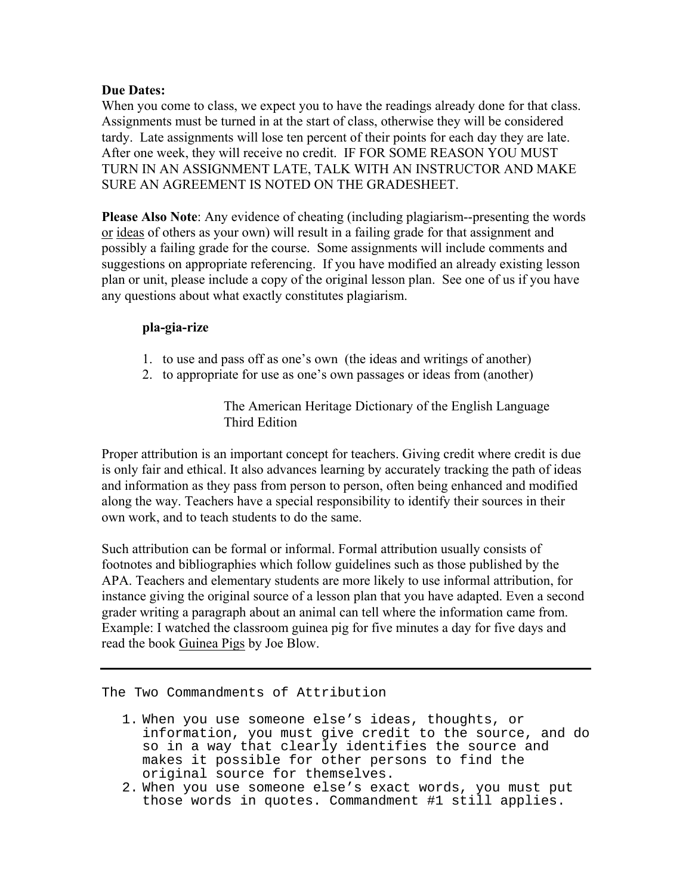**Due Dates:**
When you come to class, we expect you to have the readings already done for that class. Assignments must be turned in at the start of class, otherwise they will be considered tardy. Late assignments will lose ten percent of their points for each day they are late. After one week, they will receive no credit. IF FOR SOME REASON YOU MUST TURN IN AN ASSIGNMENT LATE, TALK WITH AN INSTRUCTOR AND MAKE SURE AN AGREEMENT IS NOTED ON THE GRADESHEET.

**Please Also Note**: Any evidence of cheating (including plagiarism--presenting the words <u>or</u> <u>ideas</u> of others as your own) will result in a failing grade for that assignment and possibly a failing grade for the course. Some assignments will include comments and suggestions on appropriate referencing. If you have modified an already existing lesson plan or unit, please include a copy of the original lesson plan. See one of us if you have any questions about what exactly constitutes plagiarism.

> **pla-gia-rize**
>
> 1. to use and pass off as one's own (the ideas and writings of another)
> 2. to appropriate for use as one's own passages or ideas from (another)
>
> The American Heritage Dictionary of the English Language
> Third Edition

Proper attribution is an important concept for teachers. Giving credit where credit is due is only fair and ethical. It also advances learning by accurately tracking the path of ideas and information as they pass from person to person, often being enhanced and modified along the way. Teachers have a special responsibility to identify their sources in their own work, and to teach students to do the same.

Such attribution can be formal or informal. Formal attribution usually consists of footnotes and bibliographies which follow guidelines such as those published by the APA. Teachers and elementary students are more likely to use informal attribution, for instance giving the original source of a lesson plan that you have adapted. Even a second grader writing a paragraph about an animal can tell where the information came from. Example: I watched the classroom guinea pig for five minutes a day for five days and read the book <u>Guinea Pigs</u> by Joe Blow.

---

The Two Commandments of Attribution

1. When you use someone else's ideas, thoughts, or information, you must give credit to the source, and do so in a way that clearly identifies the source and makes it possible for other persons to find the original source for themselves.
2. When you use someone else's exact words, you must put those words in quotes. Commandment #1 still applies.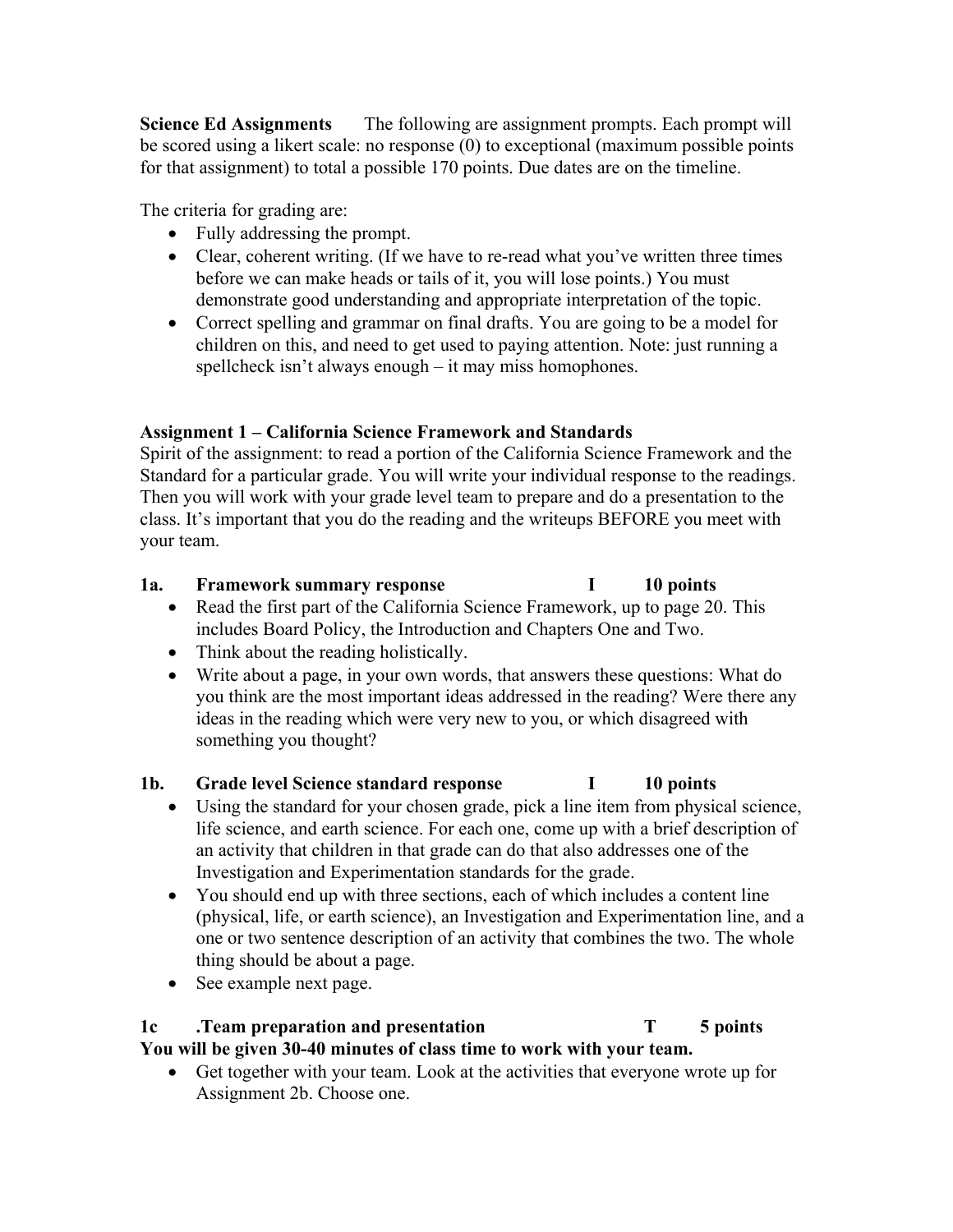**Science Ed Assignments** The following are assignment prompts. Each prompt will be scored using a likert scale: no response (0) to exceptional (maximum possible points for that assignment) to total a possible 170 points. Due dates are on the timeline.

The criteria for grading are:

- Fully addressing the prompt.
- Clear, coherent writing. (If we have to re-read what you've written three times before we can make heads or tails of it, you will lose points.) You must demonstrate good understanding and appropriate interpretation of the topic.
- Correct spelling and grammar on final drafts. You are going to be a model for children on this, and need to get used to paying attention. Note: just running a spellcheck isn't always enough – it may miss homophones.

### Assignment 1 – California Science Framework and Standards

Spirit of the assignment: to read a portion of the California Science Framework and the Standard for a particular grade. You will write your individual response to the readings. Then you will work with your grade level team to prepare and do a presentation to the class. It's important that you do the reading and the writeups BEFORE you meet with your team.

**1a. Framework summary response I 10 points**

- Read the first part of the California Science Framework, up to page 20. This includes Board Policy, the Introduction and Chapters One and Two.
- Think about the reading holistically.
- Write about a page, in your own words, that answers these questions: What do you think are the most important ideas addressed in the reading? Were there any ideas in the reading which were very new to you, or which disagreed with something you thought?

**1b. Grade level Science standard response I 10 points**

- Using the standard for your chosen grade, pick a line item from physical science, life science, and earth science. For each one, come up with a brief description of an activity that children in that grade can do that also addresses one of the Investigation and Experimentation standards for the grade.
- You should end up with three sections, each of which includes a content line (physical, life, or earth science), an Investigation and Experimentation line, and a one or two sentence description of an activity that combines the two. The whole thing should be about a page.
- See example next page.

**1c .Team preparation and presentation T 5 points**

**You will be given 30-40 minutes of class time to work with your team.**

- Get together with your team. Look at the activities that everyone wrote up for Assignment 2b. Choose one.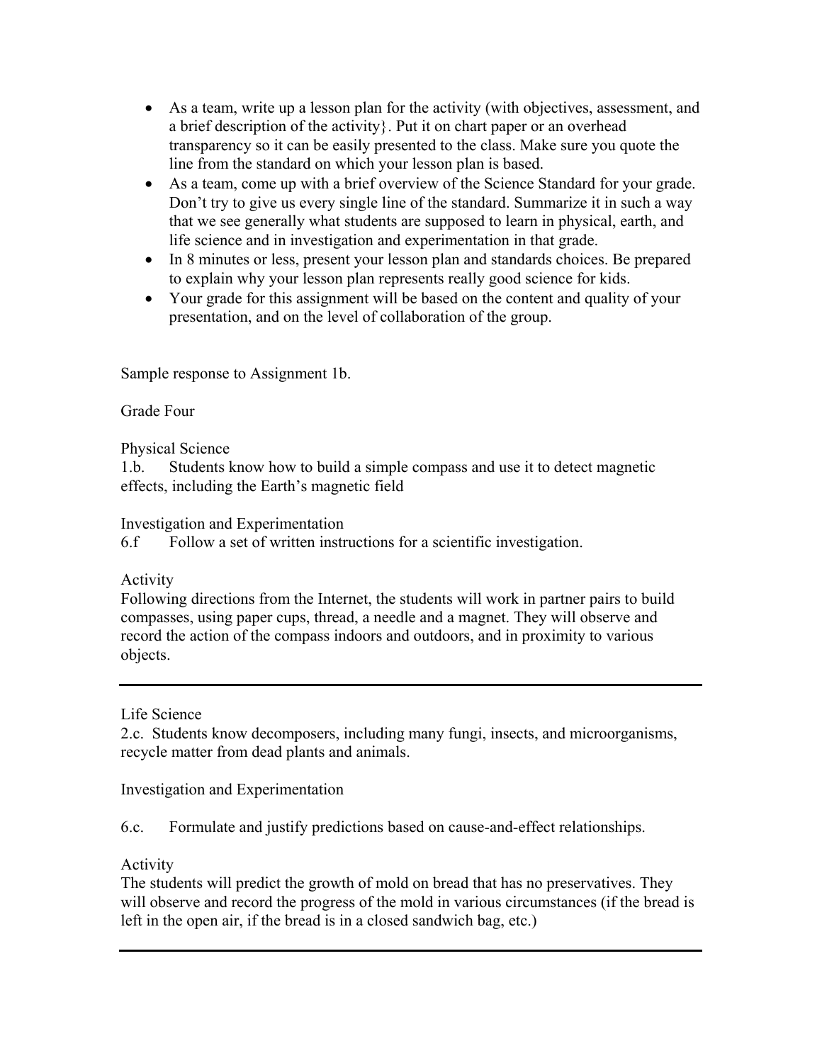- As a team, write up a lesson plan for the activity (with objectives, assessment, and a brief description of the activity}. Put it on chart paper or an overhead transparency so it can be easily presented to the class. Make sure you quote the line from the standard on which your lesson plan is based.
- As a team, come up with a brief overview of the Science Standard for your grade. Don't try to give us every single line of the standard. Summarize it in such a way that we see generally what students are supposed to learn in physical, earth, and life science and in investigation and experimentation in that grade.
- In 8 minutes or less, present your lesson plan and standards choices. Be prepared to explain why your lesson plan represents really good science for kids.
- Your grade for this assignment will be based on the content and quality of your presentation, and on the level of collaboration of the group.

Sample response to Assignment 1b.

Grade Four

Physical Science

1.b. Students know how to build a simple compass and use it to detect magnetic effects, including the Earth's magnetic field

Investigation and Experimentation

6.f Follow a set of written instructions for a scientific investigation.

Activity

Following directions from the Internet, the students will work in partner pairs to build compasses, using paper cups, thread, a needle and a magnet. They will observe and record the action of the compass indoors and outdoors, and in proximity to various objects.

---

Life Science

2.c. Students know decomposers, including many fungi, insects, and microorganisms, recycle matter from dead plants and animals.

Investigation and Experimentation

6.c. Formulate and justify predictions based on cause-and-effect relationships.

Activity

The students will predict the growth of mold on bread that has no preservatives. They will observe and record the progress of the mold in various circumstances (if the bread is left in the open air, if the bread is in a closed sandwich bag, etc.)

---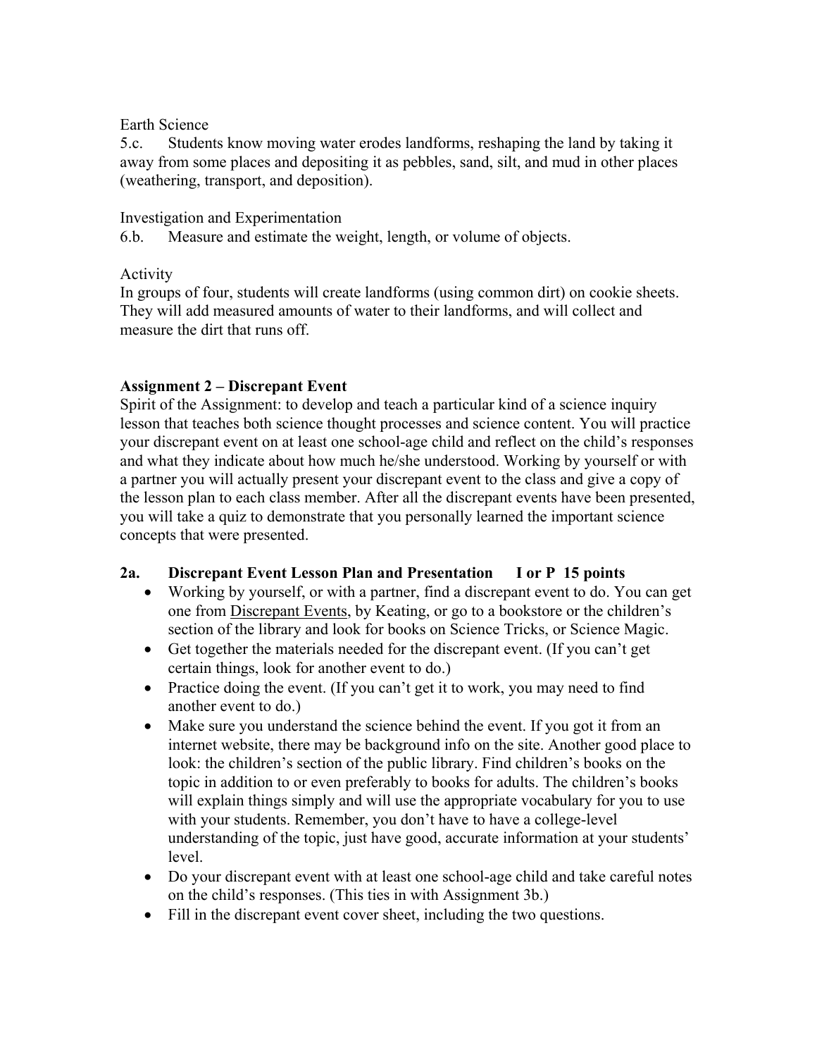Earth Science

5.c. Students know moving water erodes landforms, reshaping the land by taking it away from some places and depositing it as pebbles, sand, silt, and mud in other places (weathering, transport, and deposition).

Investigation and Experimentation

6.b. Measure and estimate the weight, length, or volume of objects.

Activity

In groups of four, students will create landforms (using common dirt) on cookie sheets. They will add measured amounts of water to their landforms, and will collect and measure the dirt that runs off.

**Assignment 2 – Discrepant Event**

Spirit of the Assignment: to develop and teach a particular kind of a science inquiry lesson that teaches both science thought processes and science content. You will practice your discrepant event on at least one school-age child and reflect on the child's responses and what they indicate about how much he/she understood. Working by yourself or with a partner you will actually present your discrepant event to the class and give a copy of the lesson plan to each class member. After all the discrepant events have been presented, you will take a quiz to demonstrate that you personally learned the important science concepts that were presented.

**2a. Discrepant Event Lesson Plan and Presentation I or P 15 points**

- Working by yourself, or with a partner, find a discrepant event to do. You can get one from Discrepant Events, by Keating, or go to a bookstore or the children's section of the library and look for books on Science Tricks, or Science Magic.
- Get together the materials needed for the discrepant event. (If you can't get certain things, look for another event to do.)
- Practice doing the event. (If you can't get it to work, you may need to find another event to do.)
- Make sure you understand the science behind the event. If you got it from an internet website, there may be background info on the site. Another good place to look: the children's section of the public library. Find children's books on the topic in addition to or even preferably to books for adults. The children's books will explain things simply and will use the appropriate vocabulary for you to use with your students. Remember, you don't have to have a college-level understanding of the topic, just have good, accurate information at your students' level.
- Do your discrepant event with at least one school-age child and take careful notes on the child's responses. (This ties in with Assignment 3b.)
- Fill in the discrepant event cover sheet, including the two questions.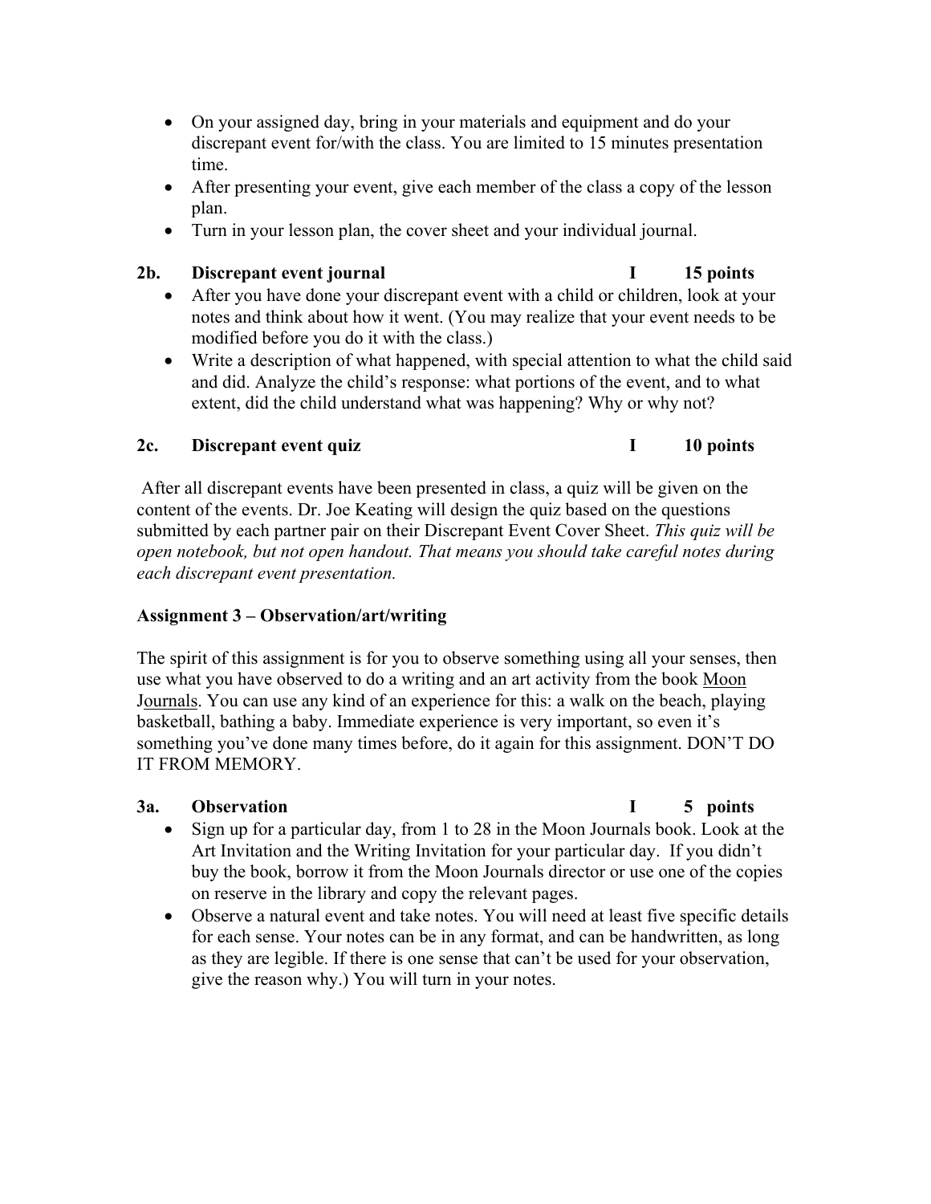- On your assigned day, bring in your materials and equipment and do your discrepant event for/with the class. You are limited to 15 minutes presentation time.
- After presenting your event, give each member of the class a copy of the lesson plan.
- Turn in your lesson plan, the cover sheet and your individual journal.

**2b. Discrepant event journal I 15 points**

- After you have done your discrepant event with a child or children, look at your notes and think about how it went. (You may realize that your event needs to be modified before you do it with the class.)
- Write a description of what happened, with special attention to what the child said and did. Analyze the child's response: what portions of the event, and to what extent, did the child understand what was happening? Why or why not?

**2c. Discrepant event quiz I 10 points**

After all discrepant events have been presented in class, a quiz will be given on the content of the events. Dr. Joe Keating will design the quiz based on the questions submitted by each partner pair on their Discrepant Event Cover Sheet. *This quiz will be open notebook, but not open handout. That means you should take careful notes during each discrepant event presentation.*

**Assignment 3 – Observation/art/writing**

The spirit of this assignment is for you to observe something using all your senses, then use what you have observed to do a writing and an art activity from the book Moon Journals. You can use any kind of an experience for this: a walk on the beach, playing basketball, bathing a baby. Immediate experience is very important, so even it's something you've done many times before, do it again for this assignment. DON'T DO IT FROM MEMORY.

**3a. Observation I 5 points**

- Sign up for a particular day, from 1 to 28 in the Moon Journals book. Look at the Art Invitation and the Writing Invitation for your particular day. If you didn't buy the book, borrow it from the Moon Journals director or use one of the copies on reserve in the library and copy the relevant pages.
- Observe a natural event and take notes. You will need at least five specific details for each sense. Your notes can be in any format, and can be handwritten, as long as they are legible. If there is one sense that can't be used for your observation, give the reason why.) You will turn in your notes.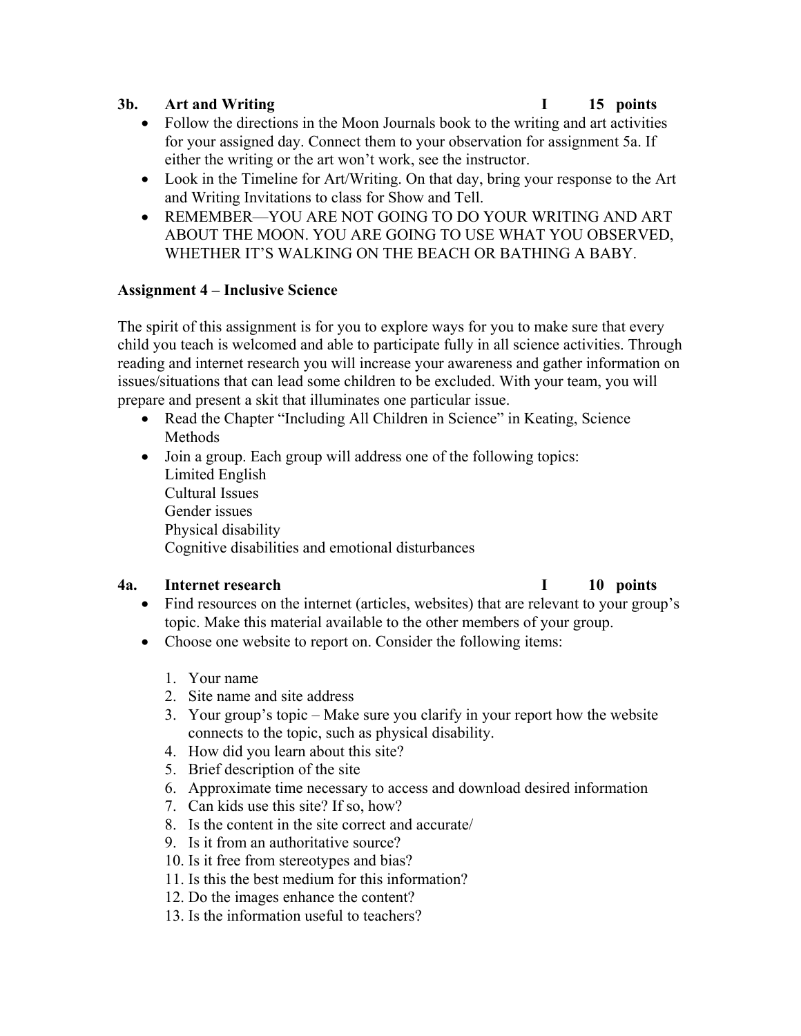### 3b. Art and Writing — I — 15 points

- Follow the directions in the Moon Journals book to the writing and art activities for your assigned day. Connect them to your observation for assignment 5a. If either the writing or the art won't work, see the instructor.
- Look in the Timeline for Art/Writing. On that day, bring your response to the Art and Writing Invitations to class for Show and Tell.
- REMEMBER—YOU ARE NOT GOING TO DO YOUR WRITING AND ART ABOUT THE MOON. YOU ARE GOING TO USE WHAT YOU OBSERVED, WHETHER IT'S WALKING ON THE BEACH OR BATHING A BABY.

## Assignment 4 – Inclusive Science

The spirit of this assignment is for you to explore ways for you to make sure that every child you teach is welcomed and able to participate fully in all science activities. Through reading and internet research you will increase your awareness and gather information on issues/situations that can lead some children to be excluded. With your team, you will prepare and present a skit that illuminates one particular issue.

- Read the Chapter "Including All Children in Science" in Keating, Science Methods
- Join a group. Each group will address one of the following topics:
  Limited English
  Cultural Issues
  Gender issues
  Physical disability
  Cognitive disabilities and emotional disturbances

### 4a. Internet research — I — 10 points

- Find resources on the internet (articles, websites) that are relevant to your group's topic. Make this material available to the other members of your group.
- Choose one website to report on. Consider the following items:

  1. Your name
  2. Site name and site address
  3. Your group's topic – Make sure you clarify in your report how the website connects to the topic, such as physical disability.
  4. How did you learn about this site?
  5. Brief description of the site
  6. Approximate time necessary to access and download desired information
  7. Can kids use this site? If so, how?
  8. Is the content in the site correct and accurate/
  9. Is it from an authoritative source?
  10. Is it free from stereotypes and bias?
  11. Is this the best medium for this information?
  12. Do the images enhance the content?
  13. Is the information useful to teachers?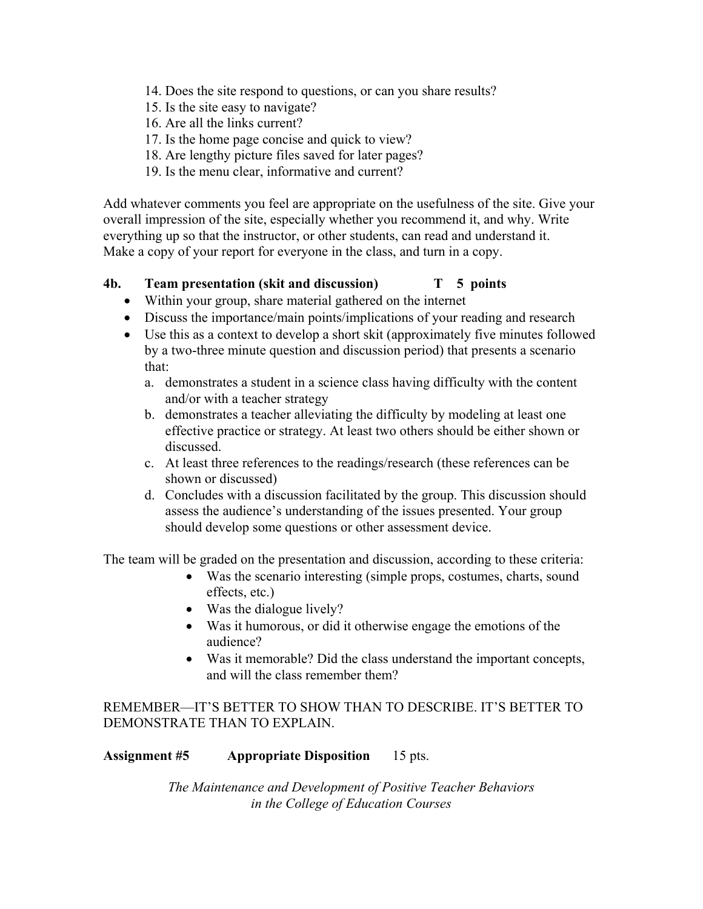14. Does the site respond to questions, or can you share results?
15. Is the site easy to navigate?
16. Are all the links current?
17. Is the home page concise and quick to view?
18. Are lengthy picture files saved for later pages?
19. Is the menu clear, informative and current?

Add whatever comments you feel are appropriate on the usefulness of the site. Give your overall impression of the site, especially whether you recommend it, and why. Write everything up so that the instructor, or other students, can read and understand it. Make a copy of your report for everyone in the class, and turn in a copy.

**4b. Team presentation (skit and discussion) T 5 points**

- Within your group, share material gathered on the internet
- Discuss the importance/main points/implications of your reading and research
- Use this as a context to develop a short skit (approximately five minutes followed by a two-three minute question and discussion period) that presents a scenario that:
  a. demonstrates a student in a science class having difficulty with the content and/or with a teacher strategy
  b. demonstrates a teacher alleviating the difficulty by modeling at least one effective practice or strategy. At least two others should be either shown or discussed.
  c. At least three references to the readings/research (these references can be shown or discussed)
  d. Concludes with a discussion facilitated by the group. This discussion should assess the audience's understanding of the issues presented. Your group should develop some questions or other assessment device.

The team will be graded on the presentation and discussion, according to these criteria:

- Was the scenario interesting (simple props, costumes, charts, sound effects, etc.)
- Was the dialogue lively?
- Was it humorous, or did it otherwise engage the emotions of the audience?
- Was it memorable? Did the class understand the important concepts, and will the class remember them?

REMEMBER—IT'S BETTER TO SHOW THAN TO DESCRIBE. IT'S BETTER TO DEMONSTRATE THAN TO EXPLAIN.

**Assignment #5 Appropriate Disposition** 15 pts.

*The Maintenance and Development of Positive Teacher Behaviors in the College of Education Courses*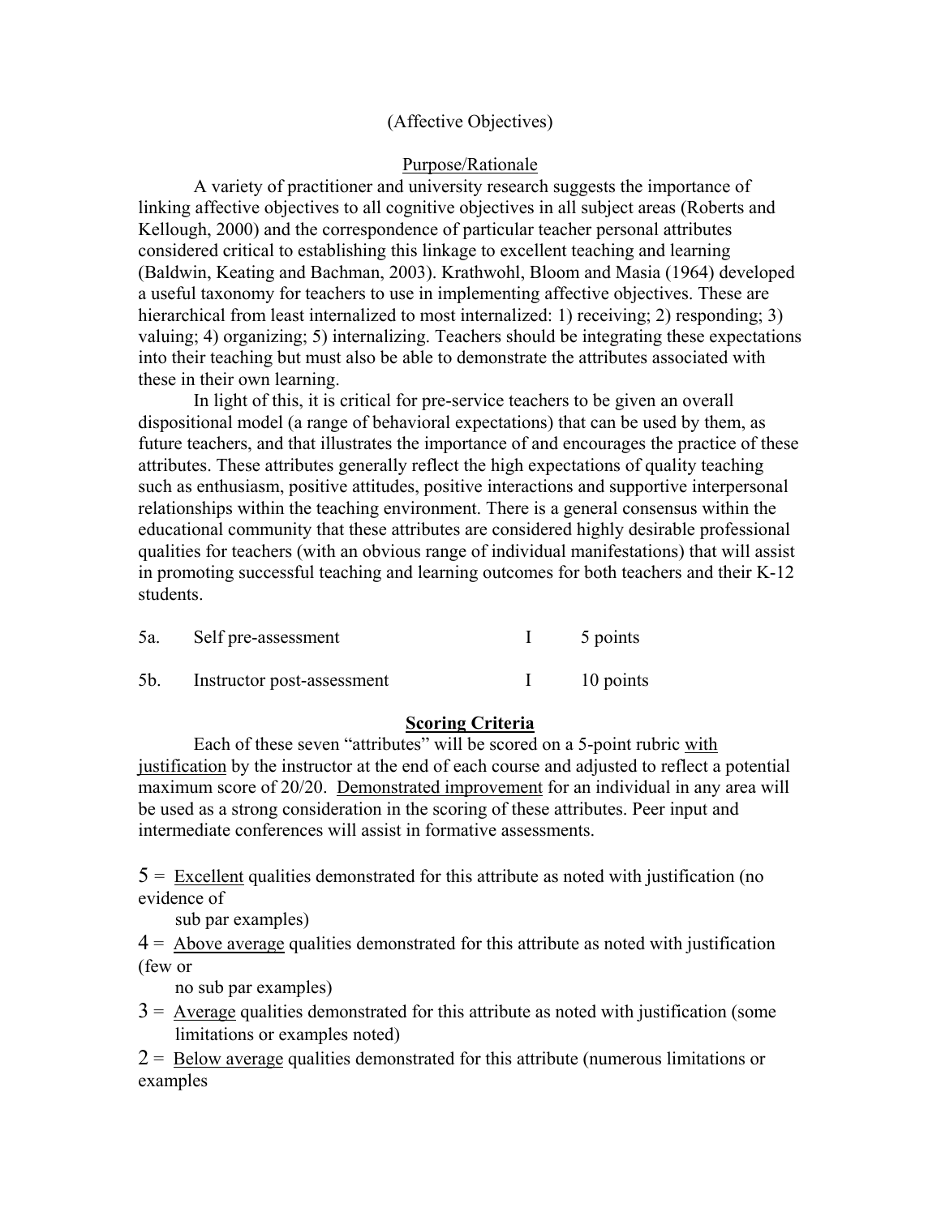(Affective Objectives)

Purpose/Rationale

A variety of practitioner and university research suggests the importance of linking affective objectives to all cognitive objectives in all subject areas (Roberts and Kellough, 2000) and the correspondence of particular teacher personal attributes considered critical to establishing this linkage to excellent teaching and learning (Baldwin, Keating and Bachman, 2003). Krathwohl, Bloom and Masia (1964) developed a useful taxonomy for teachers to use in implementing affective objectives. These are hierarchical from least internalized to most internalized: 1) receiving; 2) responding; 3) valuing; 4) organizing; 5) internalizing. Teachers should be integrating these expectations into their teaching but must also be able to demonstrate the attributes associated with these in their own learning.

In light of this, it is critical for pre-service teachers to be given an overall dispositional model (a range of behavioral expectations) that can be used by them, as future teachers, and that illustrates the importance of and encourages the practice of these attributes. These attributes generally reflect the high expectations of quality teaching such as enthusiasm, positive attitudes, positive interactions and supportive interpersonal relationships within the teaching environment. There is a general consensus within the educational community that these attributes are considered highly desirable professional qualities for teachers (with an obvious range of individual manifestations) that will assist in promoting successful teaching and learning outcomes for both teachers and their K-12 students.

| | | | |
|---|---|---|---|
| 5a. | Self pre-assessment | I | 5 points |
| 5b. | Instructor post-assessment | I | 10 points |

**Scoring Criteria**

Each of these seven "attributes" will be scored on a 5-point rubric with justification by the instructor at the end of each course and adjusted to reflect a potential maximum score of 20/20. Demonstrated improvement for an individual in any area will be used as a strong consideration in the scoring of these attributes. Peer input and intermediate conferences will assist in formative assessments.

5 = Excellent qualities demonstrated for this attribute as noted with justification (no evidence of sub par examples)

4 = Above average qualities demonstrated for this attribute as noted with justification (few or no sub par examples)

3 = Average qualities demonstrated for this attribute as noted with justification (some limitations or examples noted)

2 = Below average qualities demonstrated for this attribute (numerous limitations or examples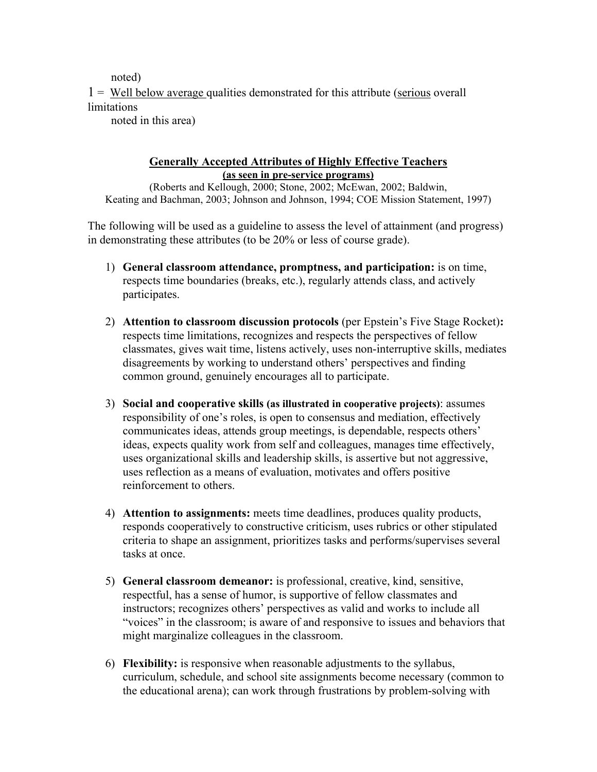noted)

1 = <u>Well below average</u> qualities demonstrated for this attribute (<u>serious</u> overall limitations
noted in this area)

## <u>Generally Accepted Attributes of Highly Effective Teachers</u>
### <u>(as seen in pre-service programs)</u>

(Roberts and Kellough, 2000; Stone, 2002; McEwan, 2002; Baldwin, Keating and Bachman, 2003; Johnson and Johnson, 1994; COE Mission Statement, 1997)

The following will be used as a guideline to assess the level of attainment (and progress) in demonstrating these attributes (to be 20% or less of course grade).

1) **General classroom attendance, promptness, and participation:** is on time, respects time boundaries (breaks, etc.), regularly attends class, and actively participates.

2) **Attention to classroom discussion protocols** (per Epstein's Five Stage Rocket)**:** respects time limitations, recognizes and respects the perspectives of fellow classmates, gives wait time, listens actively, uses non-interruptive skills, mediates disagreements by working to understand others' perspectives and finding common ground, genuinely encourages all to participate.

3) **Social and cooperative skills (as illustrated in cooperative projects)**: assumes responsibility of one's roles, is open to consensus and mediation, effectively communicates ideas, attends group meetings, is dependable, respects others' ideas, expects quality work from self and colleagues, manages time effectively, uses organizational skills and leadership skills, is assertive but not aggressive, uses reflection as a means of evaluation, motivates and offers positive reinforcement to others.

4) **Attention to assignments:** meets time deadlines, produces quality products, responds cooperatively to constructive criticism, uses rubrics or other stipulated criteria to shape an assignment, prioritizes tasks and performs/supervises several tasks at once.

5) **General classroom demeanor:** is professional, creative, kind, sensitive, respectful, has a sense of humor, is supportive of fellow classmates and instructors; recognizes others' perspectives as valid and works to include all "voices" in the classroom; is aware of and responsive to issues and behaviors that might marginalize colleagues in the classroom.

6) **Flexibility:** is responsive when reasonable adjustments to the syllabus, curriculum, schedule, and school site assignments become necessary (common to the educational arena); can work through frustrations by problem-solving with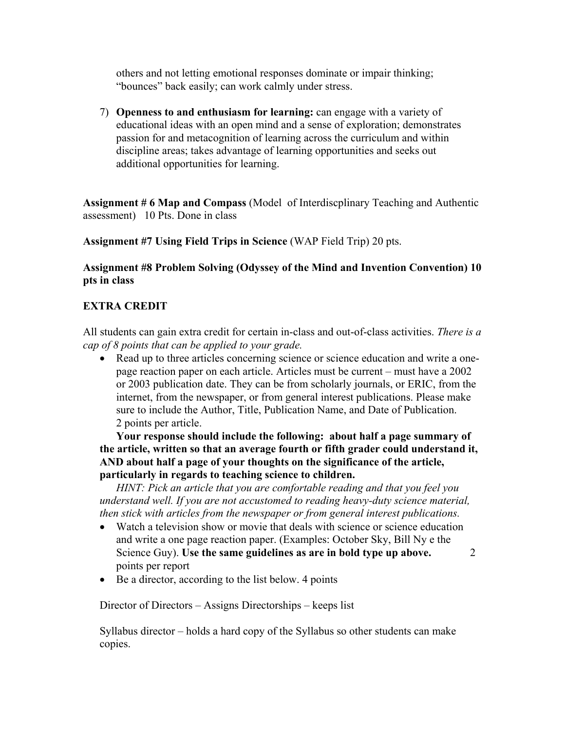others and not letting emotional responses dominate or impair thinking; "bounces" back easily; can work calmly under stress.

7) **Openness to and enthusiasm for learning:** can engage with a variety of educational ideas with an open mind and a sense of exploration; demonstrates passion for and metacognition of learning across the curriculum and within discipline areas; takes advantage of learning opportunities and seeks out additional opportunities for learning.

**Assignment # 6 Map and Compass** (Model of Interdiscplinary Teaching and Authentic assessment) 10 Pts. Done in class

**Assignment #7 Using Field Trips in Science** (WAP Field Trip) 20 pts.

**Assignment #8 Problem Solving (Odyssey of the Mind and Invention Convention) 10 pts in class**

**EXTRA CREDIT**

All students can gain extra credit for certain in-class and out-of-class activities. *There is a cap of 8 points that can be applied to your grade.*

- Read up to three articles concerning science or science education and write a one-page reaction paper on each article. Articles must be current – must have a 2002 or 2003 publication date. They can be from scholarly journals, or ERIC, from the internet, from the newspaper, or from general interest publications. Please make sure to include the Author, Title, Publication Name, and Date of Publication. 2 points per article.

  **Your response should include the following: about half a page summary of the article, written so that an average fourth or fifth grader could understand it, AND about half a page of your thoughts on the significance of the article, particularly in regards to teaching science to children.**

  *HINT: Pick an article that you are comfortable reading and that you feel you understand well. If you are not accustomed to reading heavy-duty science material, then stick with articles from the newspaper or from general interest publications.*

- Watch a television show or movie that deals with science or science education and write a one page reaction paper. (Examples: October Sky, Bill Ny e the Science Guy). **Use the same guidelines as are in bold type up above.** 2 points per report
- Be a director, according to the list below. 4 points

Director of Directors – Assigns Directorships – keeps list

Syllabus director – holds a hard copy of the Syllabus so other students can make copies.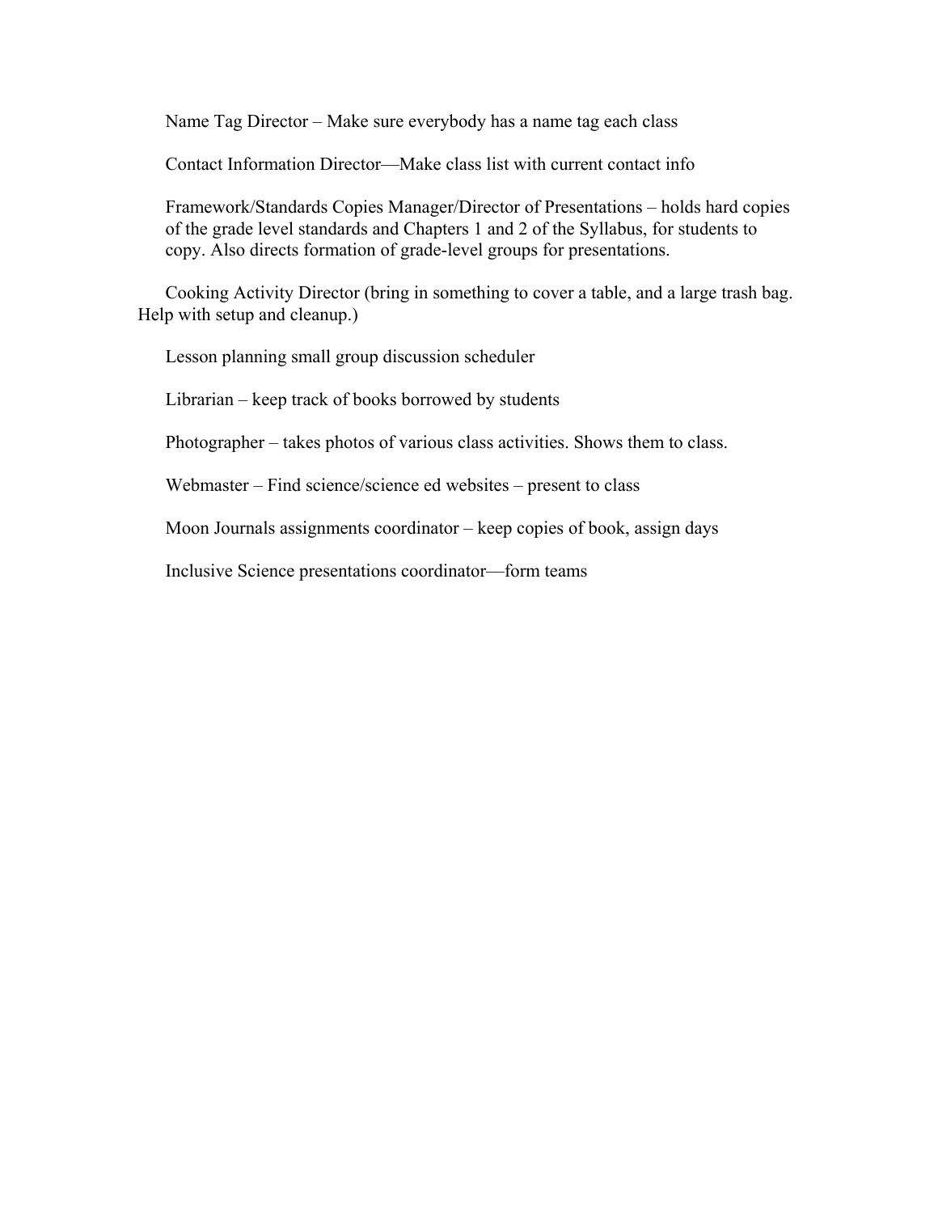Name Tag Director – Make sure everybody has a name tag each class

Contact Information Director—Make class list with current contact info

Framework/Standards Copies Manager/Director of Presentations – holds hard copies of the grade level standards and Chapters 1 and 2 of the Syllabus, for students to copy. Also directs formation of grade-level groups for presentations.

Cooking Activity Director (bring in something to cover a table, and a large trash bag. Help with setup and cleanup.)

Lesson planning small group discussion scheduler

Librarian – keep track of books borrowed by students

Photographer – takes photos of various class activities. Shows them to class.

Webmaster – Find science/science ed websites – present to class

Moon Journals assignments coordinator – keep copies of book, assign days

Inclusive Science presentations coordinator—form teams